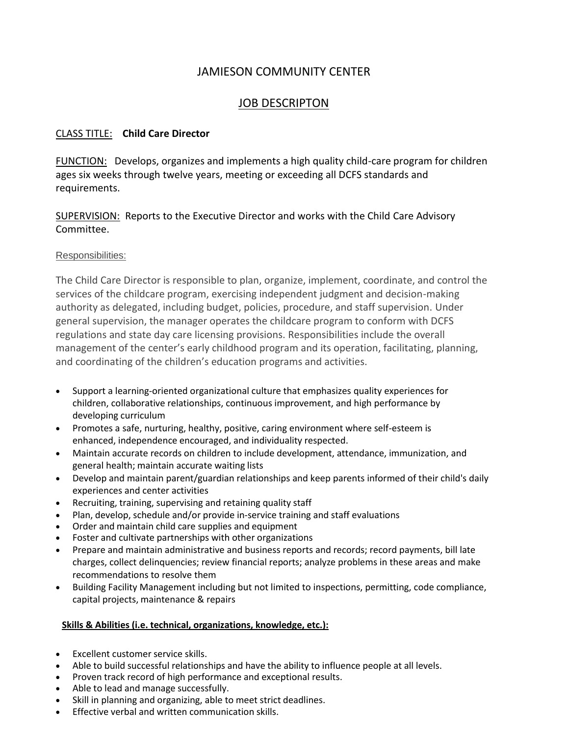# JAMIESON COMMUNITY CENTER

## JOB DESCRIPTON

CLASS TITLE: **Child Care Director**

FUNCTION: Develops, organizes and implements a high quality child-care program for children ages six weeks through twelve years, meeting or exceeding all DCFS standards and requirements.

SUPERVISION: Reports to the Executive Director and works with the Child Care Advisory Committee.

### Responsibilities:

The Child Care Director is responsible to plan, organize, implement, coordinate, and control the services of the childcare program, exercising independent judgment and decision-making authority as delegated, including budget, policies, procedure, and staff supervision. Under general supervision, the manager operates the childcare program to conform with DCFS regulations and state day care licensing provisions. Responsibilities include the overall management of the center's early childhood program and its operation, facilitating, planning, and coordinating of the children's education programs and activities.

- Support a learning-oriented organizational culture that emphasizes quality experiences for children, collaborative relationships, continuous improvement, and high performance by developing curriculum
- Promotes a safe, nurturing, healthy, positive, caring environment where self-esteem is enhanced, independence encouraged, and individuality respected.
- Maintain accurate records on children to include development, attendance, immunization, and general health; maintain accurate waiting lists
- Develop and maintain parent/guardian relationships and keep parents informed of their child's daily experiences and center activities
- Recruiting, training, supervising and retaining quality staff
- Plan, develop, schedule and/or provide in-service training and staff evaluations
- Order and maintain child care supplies and equipment
- Foster and cultivate partnerships with other organizations
- Prepare and maintain administrative and business reports and records; record payments, bill late charges, collect delinquencies; review financial reports; analyze problems in these areas and make recommendations to resolve them
- Building Facility Management including but not limited to inspections, permitting, code compliance, capital projects, maintenance & repairs

**Skills & Abilities (i.e. technical, organizations, knowledge, etc.):**

- Excellent customer service skills.
- Able to build successful relationships and have the ability to influence people at all levels.
- Proven track record of high performance and exceptional results.
- Able to lead and manage successfully.
- Skill in planning and organizing, able to meet strict deadlines.
- Effective verbal and written communication skills.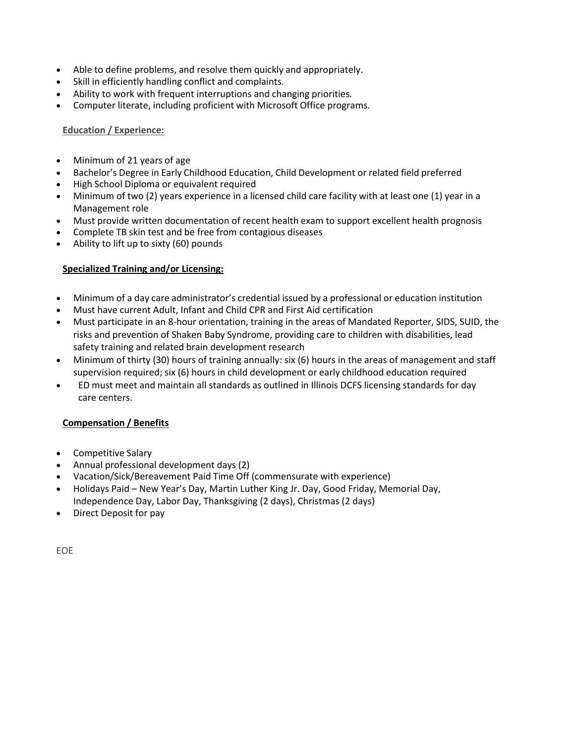- Able to define problems, and resolve them quickly and appropriately.
- Skill in efficiently handling conflict and complaints.
- Ability to work with frequent interruptions and changing priorities.
- Computer literate, including proficient with Microsoft Office programs.

**Education / Experience:**

- Minimum of 21 years of age
- Bachelor's Degree in Early Childhood Education, Child Development or related field preferred
- High School Diploma or equivalent required
- Minimum of two (2) years experience in a licensed child care facility with at least one (1) year in a Management role
- Must provide written documentation of recent health exam to support excellent health prognosis
- Complete TB skin test and be free from contagious diseases
- Ability to lift up to sixty (60) pounds

**Specialized Training and/or Licensing:**

- Minimum of a day care administrator's credential issued by a professional or education institution
- Must have current Adult, Infant and Child CPR and First Aid certification
- Must participate in an 8-hour orientation, training in the areas of Mandated Reporter, SIDS, SUID, the risks and prevention of Shaken Baby Syndrome, providing care to children with disabilities, lead safety training and related brain development research
- Minimum of thirty (30) hours of training annually: six (6) hours in the areas of management and staff supervision required; six (6) hours in child development or early childhood education required
- ED must meet and maintain all standards as outlined in Illinois DCFS licensing standards for day care centers.

**Compensation / Benefits**

- Competitive Salary
- Annual professional development days (2)
- Vacation/Sick/Bereavement Paid Time Off (commensurate with experience)
- Holidays Paid – New Year's Day, Martin Luther King Jr. Day, Good Friday, Memorial Day, Independence Day, Labor Day, Thanksgiving (2 days), Christmas (2 days)
- Direct Deposit for pay

EOE